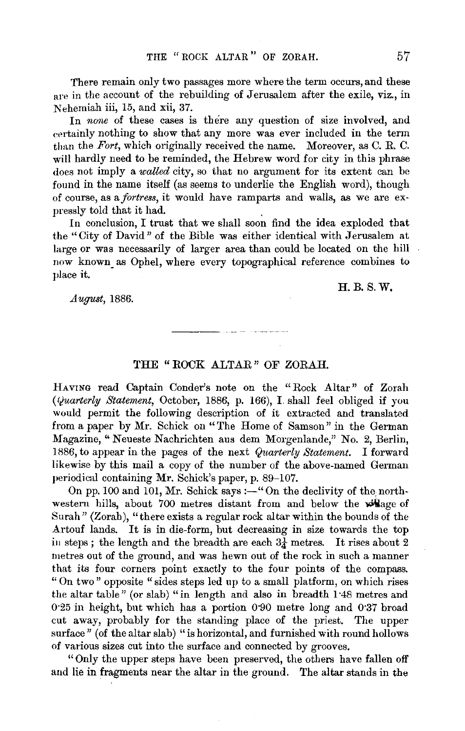There remain only two passages more where the term occurs, and these are in the account of the rebuilding of Jerusalem after the exile, viz., in Nehemiah iii, 15, and xii, 37.

In *none* of these cases is there any question of size involved, and certainly nothing to show that any more was ever included in the term than the *Fort*, which originally received the name. Moreover, as C. R. C. will hardly need to be reminded, the Hebrew word for city in this phrase does not imply a *walled* city, so that no argument for its extent can be found in the name itself (as seems to underlie the English word), though of course, as a *fortress*, it would have ramparts and walls, as we are expressly told that it had.

In conclusion, I trust that we shall soon find the idea exploded that the "City of David" of the Bible was either identical with Jerusalem at large or was necessarily of larger area than could be located on the hill now known as Ophel, where every topographical reference combines to place it.

H. B. S. W.

*August*, 1886.

---

## THE "ROCK ALTAR" OF ZORAH.

HAVING read Captain Conder's note on the "Rock Altar" of Zorah (*Quarterly Statement*, October, 1886, p. 166), I shall feel obliged if you would permit the following description of it extracted and translated from a paper by Mr. Schick on "The Home of Samson" in the German Magazine, "Neueste Nachrichten aus dem Morgenlande," No. 2, Berlin, 1886, to appear in the pages of the next *Quarterly Statement*. I forward likewise by this mail a copy of the number of the above-named German periodical containing Mr. Schick's paper, p. 89–107.

On pp. 100 and 101, Mr. Schick says :—"On the declivity of the northwestern hills, about 700 metres distant from and below the village of Surah" (Zorah), "there exists a regular rock altar within the bounds of the Artouf lands. It is in die-form, but decreasing in size towards the top in steps ; the length and the breadth are each $3\frac{1}{4}$ metres. It rises about 2 metres out of the ground, and was hewn out of the rock in such a manner that its four corners point exactly to the four points of the compass. "On two" opposite "sides steps led up to a small platform, on which rises the altar table" (or slab) "in length and also in breadth 1·48 metres and 0·25 in height, but which has a portion 0·90 metre long and 0·37 broad cut away, probably for the standing place of the priest. The upper surface" (of the altar slab) "is horizontal, and furnished with round hollows of various sizes cut into the surface and connected by grooves.

"Only the upper steps have been preserved, the others have fallen off and lie in fragments near the altar in the ground. The altar stands in the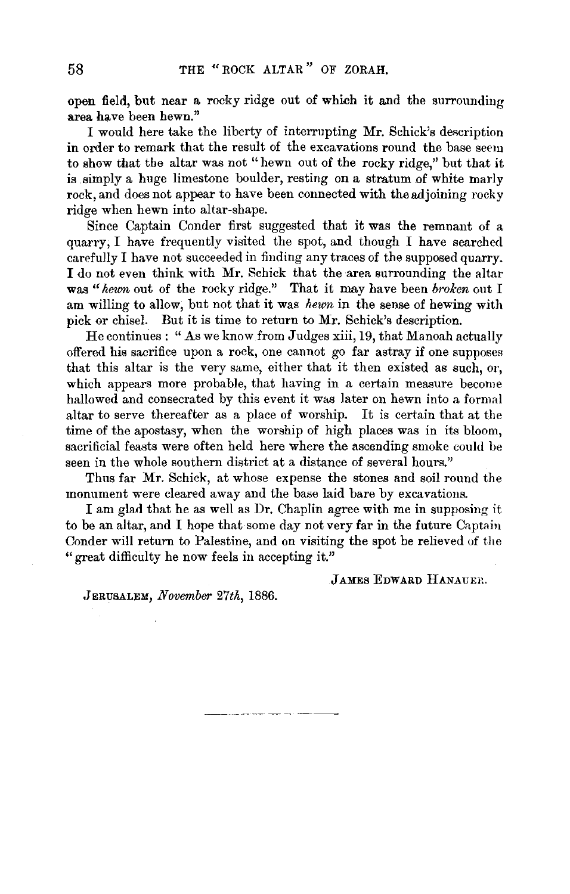open field, but near a rocky ridge out of which it and the surrounding area have been hewn."

I would here take the liberty of interrupting Mr. Schick's description in order to remark that the result of the excavations round the base seem to show that the altar was not "hewn out of the rocky ridge," but that it is simply a huge limestone boulder, resting on a stratum of white marly rock, and does not appear to have been connected with the adjoining rocky ridge when hewn into altar-shape.

Since Captain Conder first suggested that it was the remnant of a quarry, I have frequently visited the spot, and though I have searched carefully I have not succeeded in finding any traces of the supposed quarry. I do not even think with Mr. Schick that the area surrounding the altar was "*hewn* out of the rocky ridge." That it may have been *broken* out I am willing to allow, but not that it was *hewn* in the sense of hewing with pick or chisel. But it is time to return to Mr. Schick's description.

He continues: "As we know from Judges xiii, 19, that Manoah actually offered his sacrifice upon a rock, one cannot go far astray if one supposes that this altar is the very same, either that it then existed as such, or, which appears more probable, that having in a certain measure become hallowed and consecrated by this event it was later on hewn into a formal altar to serve thereafter as a place of worship. It is certain that at the time of the apostasy, when the worship of high places was in its bloom, sacrificial feasts were often held here where the ascending smoke could be seen in the whole southern district at a distance of several hours."

Thus far Mr. Schick, at whose expense the stones and soil round the monument were cleared away and the base laid bare by excavations.

I am glad that he as well as Dr. Chaplin agree with me in supposing it to be an altar, and I hope that some day not very far in the future Captain Conder will return to Palestine, and on visiting the spot be relieved of the "great difficulty he now feels in accepting it."

JAMES EDWARD HANAUER.

JERUSALEM, *November 27th*, 1886.